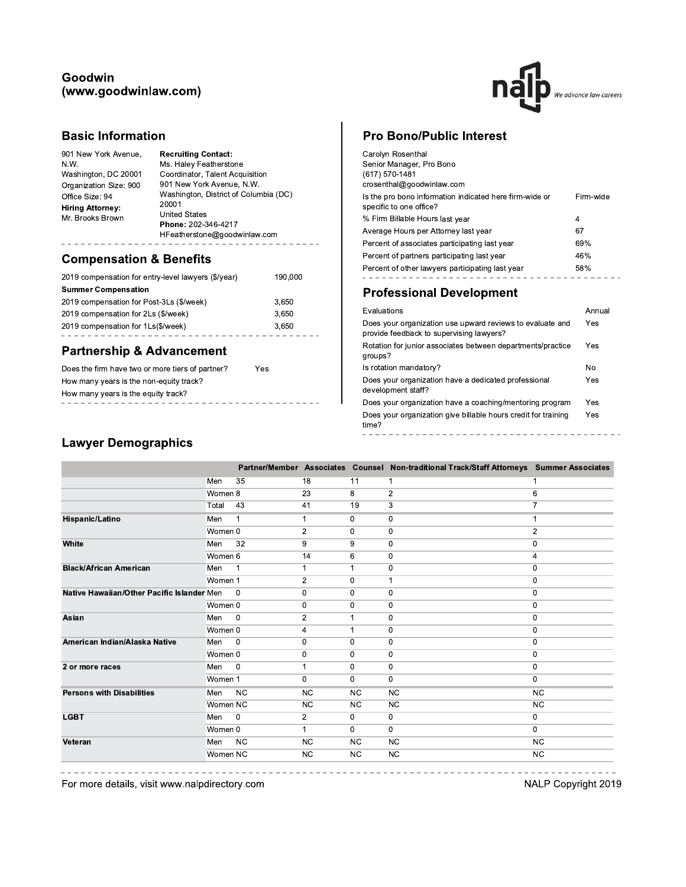# Goodwin (www.goodwinlaw.com)

## Basic Information

901 New York Avenue, N.W.
Washington, DC 20001
Organization Size: 900
Office Size: 94

**Hiring Attorney:**
Mr. Brooks Brown

**Recruiting Contact:**
Ms. Haley Featherstone
Coordinator, Talent Acquisition
901 New York Avenue, N.W.
Washington, District of Columbia (DC) 20001
United States
**Phone:** 202-346-4217
HFeatherstone@goodwinlaw.com

## Compensation & Benefits

| | |
|---|---|
| 2019 compensation for entry-level lawyers ($/year) | 190,000 |
| **Summer Compensation** | |
| 2019 compensation for Post-3Ls ($/week) | 3,650 |
| 2019 compensation for 2Ls ($/week) | 3,650 |
| 2019 compensation for 1Ls($/week) | 3,650 |

## Partnership & Advancement

| | |
|---|---|
| Does the firm have two or more tiers of partner? | Yes |
| How many years is the non-equity track? | |
| How many years is the equity track? | |

## Pro Bono/Public Interest

Carolyn Rosenthal
Senior Manager, Pro Bono
(617) 570-1481
crosenthal@goodwinlaw.com

| | |
|---|---|
| Is the pro bono information indicated here firm-wide or specific to one office? | Firm-wide |
| % Firm Billable Hours last year | 4 |
| Average Hours per Attorney last year | 67 |
| Percent of associates participating last year | 69% |
| Percent of partners participating last year | 46% |
| Percent of other lawyers participating last year | 58% |

## Professional Development

| | |
|---|---|
| Evaluations | Annual |
| Does your organization use upward reviews to evaluate and provide feedback to supervising lawyers? | Yes |
| Rotation for junior associates between departments/practice groups? | Yes |
| Is rotation mandatory? | No |
| Does your organization have a dedicated professional development staff? | Yes |
| Does your organization have a coaching/mentoring program | Yes |
| Does your organization give billable hours credit for training time? | Yes |

## Lawyer Demographics

| | | Partner/Member | Associates | Counsel | Non-traditional Track/Staff Attorneys | Summer Associates |
|---|---|---|---|---|---|---|
| | Men | 35 | 18 | 11 | 1 | 1 |
| | Women | 8 | 23 | 8 | 2 | 6 |
| | Total | 43 | 41 | 19 | 3 | 7 |
| **Hispanic/Latino** | Men | 1 | 1 | 0 | 0 | 1 |
| | Women | 0 | 2 | 0 | 0 | 2 |
| **White** | Men | 32 | 9 | 9 | 0 | 0 |
| | Women | 6 | 14 | 6 | 0 | 4 |
| **Black/African American** | Men | 1 | 1 | 1 | 0 | 0 |
| | Women | 1 | 2 | 0 | 1 | 0 |
| **Native Hawaiian/Other Pacific Islander** | Men | 0 | 0 | 0 | 0 | 0 |
| | Women | 0 | 0 | 0 | 0 | 0 |
| **Asian** | Men | 0 | 2 | 1 | 0 | 0 |
| | Women | 0 | 4 | 1 | 0 | 0 |
| **American Indian/Alaska Native** | Men | 0 | 0 | 0 | 0 | 0 |
| | Women | 0 | 0 | 0 | 0 | 0 |
| **2 or more races** | Men | 0 | 1 | 0 | 0 | 0 |
| | Women | 1 | 0 | 0 | 0 | 0 |
| **Persons with Disabilities** | Men | NC | NC | NC | NC | NC |
| | Women | NC | NC | NC | NC | NC |
| **LGBT** | Men | 0 | 2 | 0 | 0 | 0 |
| | Women | 0 | 1 | 0 | 0 | 0 |
| **Veteran** | Men | NC | NC | NC | NC | NC |
| | Women | NC | NC | NC | NC | NC |

For more details, visit www.nalpdirectory.com

NALP Copyright 2019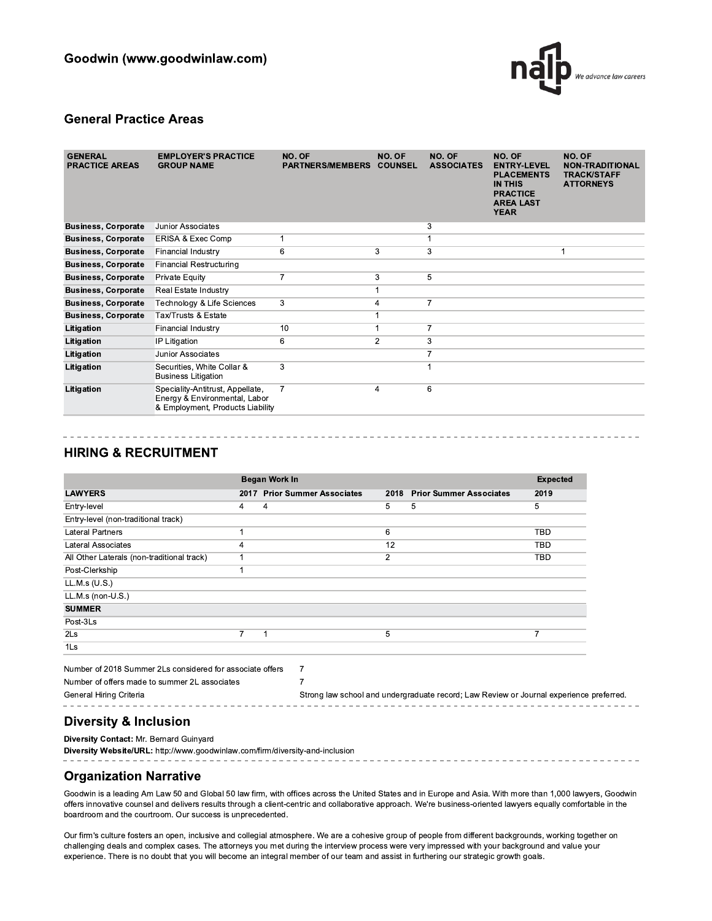# Goodwin (www.goodwinlaw.com)

## General Practice Areas

| GENERAL PRACTICE AREAS | EMPLOYER'S PRACTICE GROUP NAME | NO. OF PARTNERS/MEMBERS | NO. OF COUNSEL | NO. OF ASSOCIATES | NO. OF ENTRY-LEVEL PLACEMENTS IN THIS PRACTICE AREA LAST YEAR | NO. OF NON-TRADITIONAL TRACK/STAFF ATTORNEYS |
|---|---|---|---|---|---|---|
| **Business, Corporate** | Junior Associates | | | 3 | | |
| **Business, Corporate** | ERISA & Exec Comp | 1 | | 1 | | |
| **Business, Corporate** | Financial Industry | 6 | 3 | 3 | | 1 |
| **Business, Corporate** | Financial Restructuring | | | | | |
| **Business, Corporate** | Private Equity | 7 | 3 | 5 | | |
| **Business, Corporate** | Real Estate Industry | | 1 | | | |
| **Business, Corporate** | Technology & Life Sciences | 3 | 4 | 7 | | |
| **Business, Corporate** | Tax/Trusts & Estate | | 1 | | | |
| **Litigation** | Financial Industry | 10 | 1 | 7 | | |
| **Litigation** | IP Litigation | 6 | 2 | 3 | | |
| **Litigation** | Junior Associates | | | 7 | | |
| **Litigation** | Securities, White Collar & Business Litigation | 3 | | 1 | | |
| **Litigation** | Speciality-Antitrust, Appellate, Energy & Environmental, Labor & Employment, Products Liability | 7 | 4 | 6 | | |

## HIRING & RECRUITMENT

| | Began Work In | | | | Expected |
|---|---|---|---|---|---|
| **LAWYERS** | **2017** | **Prior Summer Associates** | **2018** | **Prior Summer Associates** | **2019** |
| Entry-level | 4 | 4 | 5 | 5 | 5 |
| Entry-level (non-traditional track) | | | | | |
| Lateral Partners | 1 | | 6 | | TBD |
| Lateral Associates | 4 | | 12 | | TBD |
| All Other Laterals (non-traditional track) | 1 | | 2 | | TBD |
| Post-Clerkship | 1 | | | | |
| LL.M.s (U.S.) | | | | | |
| LL.M.s (non-U.S.) | | | | | |
| **SUMMER** | | | | | |
| Post-3Ls | | | | | |
| 2Ls | 7 | 1 | 5 | | 7 |
| 1Ls | | | | | |

Number of 2018 Summer 2Ls considered for associate offers: 7

Number of offers made to summer 2L associates: 7

General Hiring Criteria: Strong law school and undergraduate record; Law Review or Journal experience preferred.

## Diversity & Inclusion

**Diversity Contact:** Mr. Bernard Guinyard

**Diversity Website/URL:** http://www.goodwinlaw.com/firm/diversity-and-inclusion

## Organization Narrative

Goodwin is a leading Am Law 50 and Global 50 law firm, with offices across the United States and in Europe and Asia. With more than 1,000 lawyers, Goodwin offers innovative counsel and delivers results through a client-centric and collaborative approach. We're business-oriented lawyers equally comfortable in the boardroom and the courtroom. Our success is unprecedented.

Our firm's culture fosters an open, inclusive and collegial atmosphere. We are a cohesive group of people from different backgrounds, working together on challenging deals and complex cases. The attorneys you met during the interview process were very impressed with your background and value your experience. There is no doubt that you will become an integral member of our team and assist in furthering our strategic growth goals.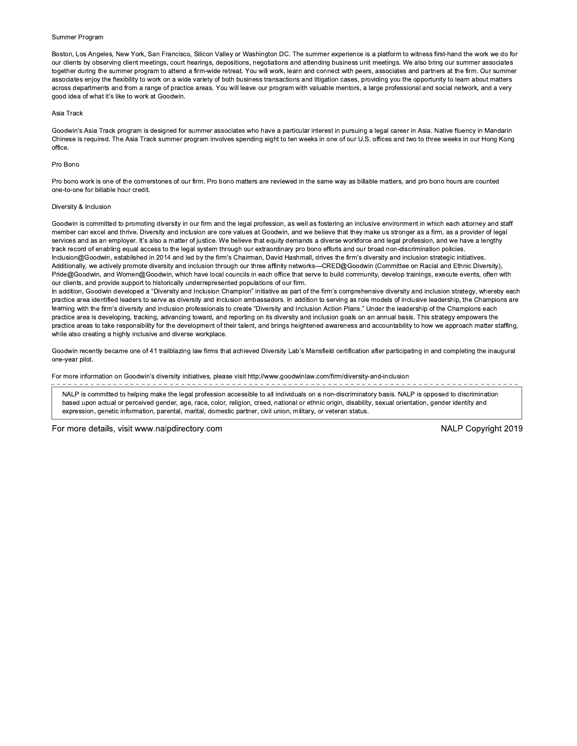## Summer Program

Boston, Los Angeles, New York, San Francisco, Silicon Valley or Washington DC. The summer experience is a platform to witness first-hand the work we do for our clients by observing client meetings, court hearings, depositions, negotiations and attending business unit meetings. We also bring our summer associates together during the summer program to attend a firm-wide retreat. You will work, learn and connect with peers, associates and partners at the firm. Our summer associates enjoy the flexibility to work on a wide variety of both business transactions and litigation cases, providing you the opportunity to learn about matters across departments and from a range of practice areas. You will leave our program with valuable mentors, a large professional and social network, and a very good idea of what it's like to work at Goodwin.

## Asia Track

Goodwin's Asia Track program is designed for summer associates who have a particular interest in pursuing a legal career in Asia. Native fluency in Mandarin Chinese is required. The Asia Track summer program involves spending eight to ten weeks in one of our U.S. offices and two to three weeks in our Hong Kong office.

## Pro Bono

Pro bono work is one of the cornerstones of our firm. Pro bono matters are reviewed in the same way as billable matters, and pro bono hours are counted one-to-one for billable hour credit.

## Diversity & Inclusion

Goodwin is committed to promoting diversity in our firm and the legal profession, as well as fostering an inclusive environment in which each attorney and staff member can excel and thrive. Diversity and inclusion are core values at Goodwin, and we believe that they make us stronger as a firm, as a provider of legal services and as an employer. It's also a matter of justice. We believe that equity demands a diverse workforce and legal profession, and we have a lengthy track record of enabling equal access to the legal system through our extraordinary pro bono efforts and our broad non-discrimination policies. Inclusion@Goodwin, established in 2014 and led by the firm's Chairman, David Hashmall, drives the firm's diversity and inclusion strategic initiatives. Additionally, we actively promote diversity and inclusion through our three affinity networks—CRED@Goodwin (Committee on Racial and Ethnic Diversity), Pride@Goodwin, and Women@Goodwin, which have local councils in each office that serve to build community, develop trainings, execute events, often with our clients, and provide support to historically underrepresented populations of our firm.

In addition, Goodwin developed a "Diversity and Inclusion Champion" initiative as part of the firm's comprehensive diversity and inclusion strategy, whereby each practice area identified leaders to serve as diversity and inclusion ambassadors. In addition to serving as role models of inclusive leadership, the Champions are teaming with the firm's diversity and inclusion professionals to create "Diversity and Inclusion Action Plans." Under the leadership of the Champions each practice area is developing, tracking, advancing toward, and reporting on its diversity and inclusion goals on an annual basis. This strategy empowers the practice areas to take responsibility for the development of their talent, and brings heightened awareness and accountability to how we approach matter staffing, while also creating a highly inclusive and diverse workplace.

Goodwin recently became one of 41 trailblazing law firms that achieved Diversity Lab's Mansfield certification after participating in and completing the inaugural one-year pilot.

For more information on Goodwin's diversity initiatives, please visit http://www.goodwinlaw.com/firm/diversity-and-inclusion

NALP is committed to helping make the legal profession accessible to all individuals on a non-discriminatory basis. NALP is opposed to discrimination based upon actual or perceived gender, age, race, color, religion, creed, national or ethnic origin, disability, sexual orientation, gender identity and expression, genetic information, parental, marital, domestic partner, civil union, military, or veteran status.